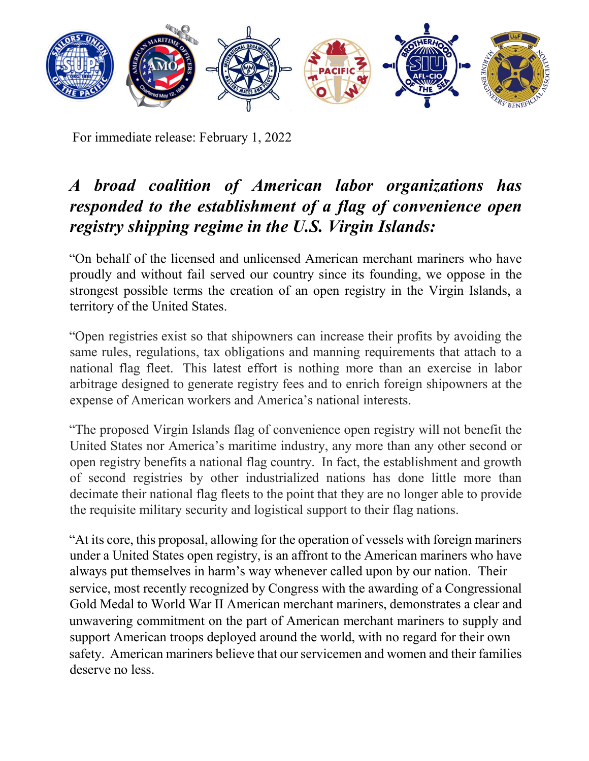For immediate release: February 1, 2022

## *A broad coalition of American labor organizations has responded to the establishment of a flag of convenience open registry shipping regime in the U.S. Virgin Islands:*

"On behalf of the licensed and unlicensed American merchant mariners who have proudly and without fail served our country since its founding, we oppose in the strongest possible terms the creation of an open registry in the Virgin Islands, a territory of the United States.

"Open registries exist so that shipowners can increase their profits by avoiding the same rules, regulations, tax obligations and manning requirements that attach to a national flag fleet. This latest effort is nothing more than an exercise in labor arbitrage designed to generate registry fees and to enrich foreign shipowners at the expense of American workers and America's national interests.

"The proposed Virgin Islands flag of convenience open registry will not benefit the United States nor America's maritime industry, any more than any other second or open registry benefits a national flag country. In fact, the establishment and growth of second registries by other industrialized nations has done little more than decimate their national flag fleets to the point that they are no longer able to provide the requisite military security and logistical support to their flag nations.

"At its core, this proposal, allowing for the operation of vessels with foreign mariners under a United States open registry, is an affront to the American mariners who have always put themselves in harm's way whenever called upon by our nation. Their service, most recently recognized by Congress with the awarding of a Congressional Gold Medal to World War II American merchant mariners, demonstrates a clear and unwavering commitment on the part of American merchant mariners to supply and support American troops deployed around the world, with no regard for their own safety. American mariners believe that our servicemen and women and their families deserve no less.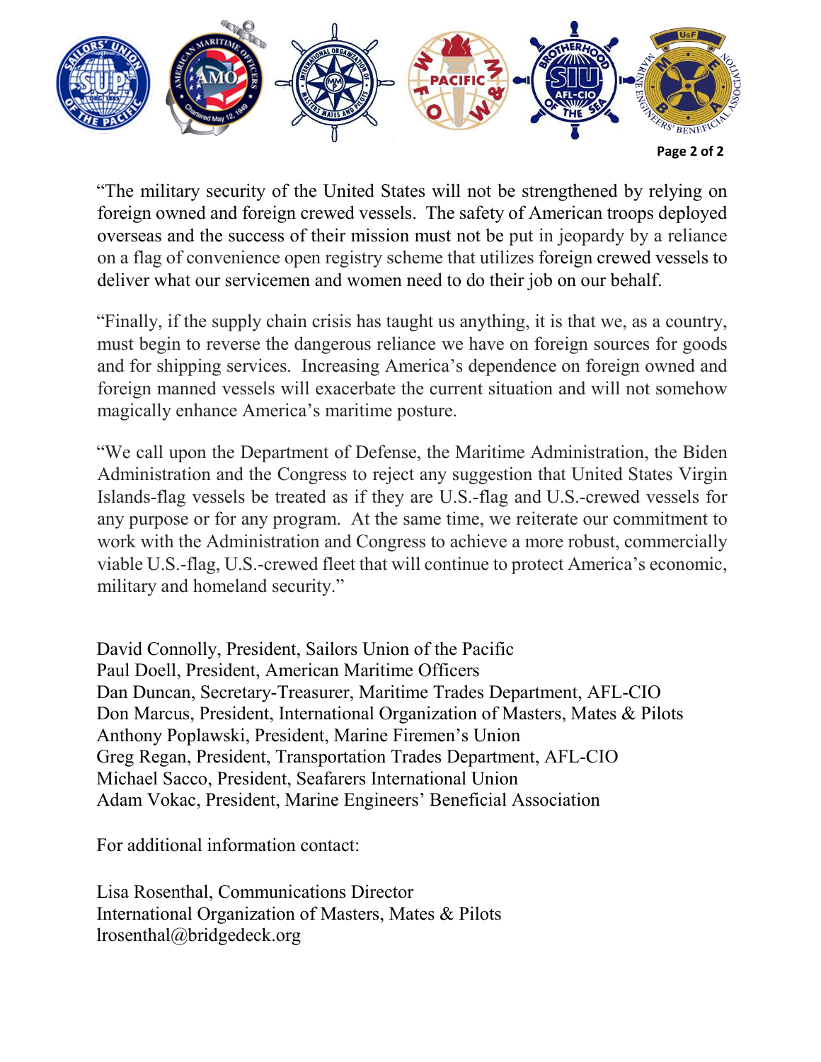"The military security of the United States will not be strengthened by relying on foreign owned and foreign crewed vessels. The safety of American troops deployed overseas and the success of their mission must not be put in jeopardy by a reliance on a flag of convenience open registry scheme that utilizes foreign crewed vessels to deliver what our servicemen and women need to do their job on our behalf.

"Finally, if the supply chain crisis has taught us anything, it is that we, as a country, must begin to reverse the dangerous reliance we have on foreign sources for goods and for shipping services. Increasing America's dependence on foreign owned and foreign manned vessels will exacerbate the current situation and will not somehow magically enhance America's maritime posture.

"We call upon the Department of Defense, the Maritime Administration, the Biden Administration and the Congress to reject any suggestion that United States Virgin Islands-flag vessels be treated as if they are U.S.-flag and U.S.-crewed vessels for any purpose or for any program. At the same time, we reiterate our commitment to work with the Administration and Congress to achieve a more robust, commercially viable U.S.-flag, U.S.-crewed fleet that will continue to protect America's economic, military and homeland security."

David Connolly, President, Sailors Union of the Pacific
Paul Doell, President, American Maritime Officers
Dan Duncan, Secretary-Treasurer, Maritime Trades Department, AFL-CIO
Don Marcus, President, International Organization of Masters, Mates & Pilots
Anthony Poplawski, President, Marine Firemen's Union
Greg Regan, President, Transportation Trades Department, AFL-CIO
Michael Sacco, President, Seafarers International Union
Adam Vokac, President, Marine Engineers' Beneficial Association

For additional information contact:

Lisa Rosenthal, Communications Director
International Organization of Masters, Mates & Pilots
lrosenthal@bridgedeck.org